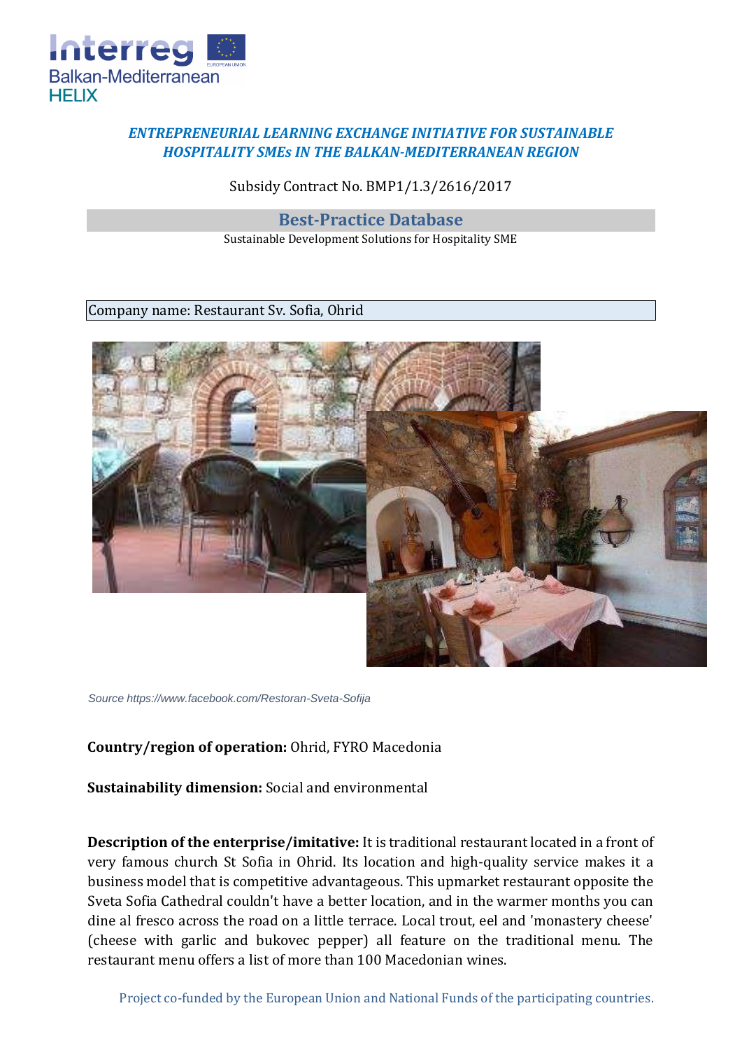*ENTREPRENEURIAL LEARNING EXCHANGE INITIATIVE FOR SUSTAINABLE HOSPITALITY SMEs IN THE BALKAN-MEDITERRANEAN REGION*

Subsidy Contract No. BMP1/1.3/2616/2017

## Best-Practice Database

Sustainable Development Solutions for Hospitality SME

Company name: Restaurant Sv. Sofia, Ohrid

*Source https://www.facebook.com/Restoran-Sveta-Sofija*

**Country/region of operation:** Ohrid, FYRO Macedonia

**Sustainability dimension:** Social and environmental

**Description of the enterprise/imitative:** It is traditional restaurant located in a front of very famous church St Sofia in Ohrid. Its location and high-quality service makes it a business model that is competitive advantageous. This upmarket restaurant opposite the Sveta Sofia Cathedral couldn't have a better location, and in the warmer months you can dine al fresco across the road on a little terrace. Local trout, eel and 'monastery cheese' (cheese with garlic and bukovec pepper) all feature on the traditional menu. The restaurant menu offers a list of more than 100 Macedonian wines.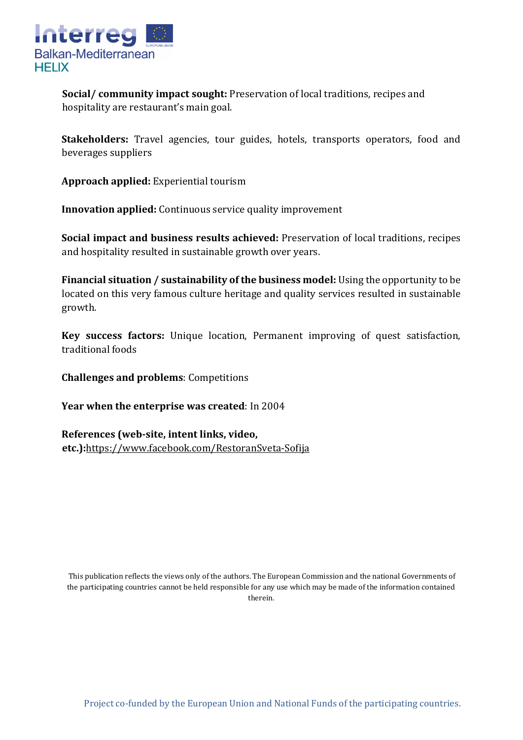**Social/ community impact sought:** Preservation of local traditions, recipes and hospitality are restaurant's main goal.

**Stakeholders:** Travel agencies, tour guides, hotels, transports operators, food and beverages suppliers

**Approach applied:** Experiential tourism

**Innovation applied:** Continuous service quality improvement

**Social impact and business results achieved:** Preservation of local traditions, recipes and hospitality resulted in sustainable growth over years.

**Financial situation / sustainability of the business model:** Using the opportunity to be located on this very famous culture heritage and quality services resulted in sustainable growth.

**Key success factors:** Unique location, Permanent improving of quest satisfaction, traditional foods

**Challenges and problems**: Competitions

**Year when the enterprise was created**: In 2004

**References (web-site, intent links, video, etc.):**https://www.facebook.com/RestoranSveta-Sofija

This publication reflects the views only of the authors. The European Commission and the national Governments of the participating countries cannot be held responsible for any use which may be made of the information contained therein.